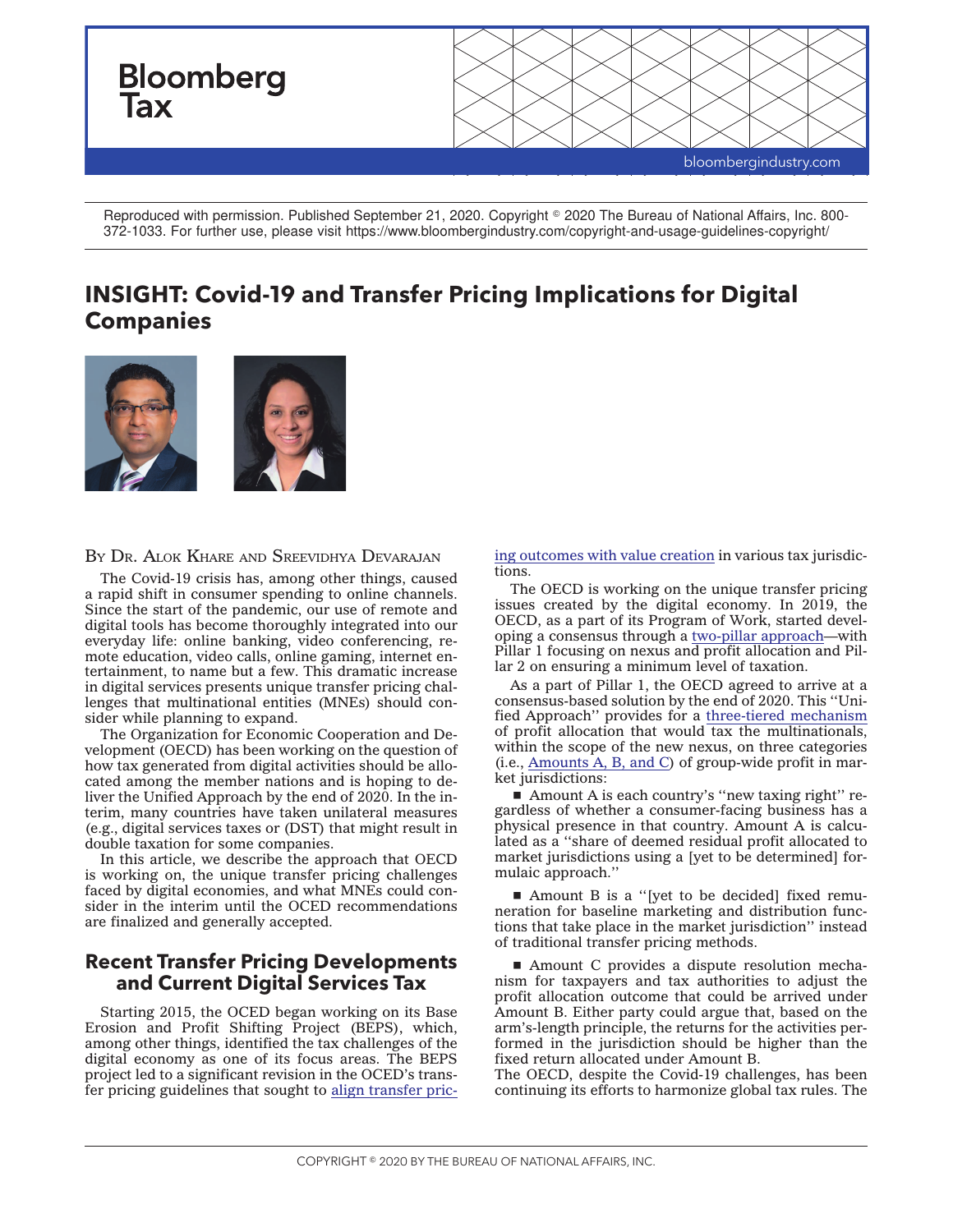Bloomberg Tax

Reproduced with permission. Published September 21, 2020. Copyright © 2020 The Bureau of National Affairs, Inc. 800-372-1033. For further use, please visit https://www.bloombergindustry.com/copyright-and-usage-guidelines-copyright/

# INSIGHT: Covid-19 and Transfer Pricing Implications for Digital Companies

By Dr. Alok Khare and Sreevidhya Devarajan

The Covid-19 crisis has, among other things, caused a rapid shift in consumer spending to online channels. Since the start of the pandemic, our use of remote and digital tools has become thoroughly integrated into our everyday life: online banking, video conferencing, remote education, video calls, online gaming, internet entertainment, to name but a few. This dramatic increase in digital services presents unique transfer pricing challenges that multinational entities (MNEs) should consider while planning to expand.

The Organization for Economic Cooperation and Development (OECD) has been working on the question of how tax generated from digital activities should be allocated among the member nations and is hoping to deliver the Unified Approach by the end of 2020. In the interim, many countries have taken unilateral measures (e.g., digital services taxes or (DST) that might result in double taxation for some companies.

In this article, we describe the approach that OECD is working on, the unique transfer pricing challenges faced by digital economies, and what MNEs could consider in the interim until the OCED recommendations are finalized and generally accepted.

## Recent Transfer Pricing Developments and Current Digital Services Tax

Starting 2015, the OCED began working on its Base Erosion and Profit Shifting Project (BEPS), which, among other things, identified the tax challenges of the digital economy as one of its focus areas. The BEPS project led to a significant revision in the OCED's transfer pricing guidelines that sought to align transfer pricing outcomes with value creation in various tax jurisdictions.

The OECD is working on the unique transfer pricing issues created by the digital economy. In 2019, the OECD, as a part of its Program of Work, started developing a consensus through a two-pillar approach—with Pillar 1 focusing on nexus and profit allocation and Pillar 2 on ensuring a minimum level of taxation.

As a part of Pillar 1, the OECD agreed to arrive at a consensus-based solution by the end of 2020. This ''Unified Approach'' provides for a three-tiered mechanism of profit allocation that would tax the multinationals, within the scope of the new nexus, on three categories (i.e., Amounts A, B, and C) of group-wide profit in market jurisdictions:

- Amount A is each country's ''new taxing right'' regardless of whether a consumer-facing business has a physical presence in that country. Amount A is calculated as a ''share of deemed residual profit allocated to market jurisdictions using a [yet to be determined] formulaic approach.''

- Amount B is a ''[yet to be decided] fixed remuneration for baseline marketing and distribution functions that take place in the market jurisdiction'' instead of traditional transfer pricing methods.

- Amount C provides a dispute resolution mechanism for taxpayers and tax authorities to adjust the profit allocation outcome that could be arrived under Amount B. Either party could argue that, based on the arm's-length principle, the returns for the activities performed in the jurisdiction should be higher than the fixed return allocated under Amount B.

The OECD, despite the Covid-19 challenges, has been continuing its efforts to harmonize global tax rules. The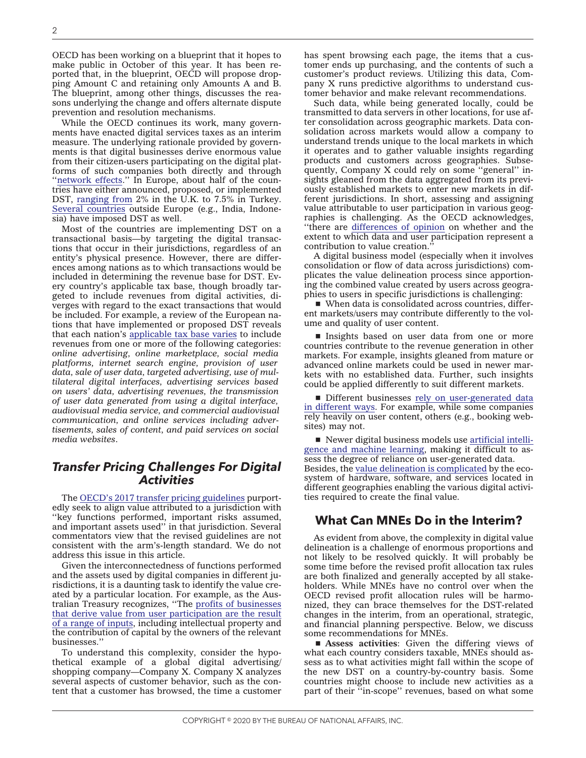OECD has been working on a blueprint that it hopes to make public in October of this year. It has been reported that, in the blueprint, OECD will propose dropping Amount C and retaining only Amounts A and B. The blueprint, among other things, discusses the reasons underlying the change and offers alternate dispute prevention and resolution mechanisms.

While the OECD continues its work, many governments have enacted digital services taxes as an interim measure. The underlying rationale provided by governments is that digital businesses derive enormous value from their citizen-users participating on the digital platforms of such companies both directly and through "network effects." In Europe, about half of the countries have either announced, proposed, or implemented DST, ranging from 2% in the U.K. to 7.5% in Turkey. Several countries outside Europe (e.g., India, Indonesia) have imposed DST as well.

Most of the countries are implementing DST on a transactional basis—by targeting the digital transactions that occur in their jurisdictions, regardless of an entity's physical presence. However, there are differences among nations as to which transactions would be included in determining the revenue base for DST. Every country's applicable tax base, though broadly targeted to include revenues from digital activities, diverges with regard to the exact transactions that would be included. For example, a review of the European nations that have implemented or proposed DST reveals that each nation's applicable tax base varies to include revenues from one or more of the following categories: *online advertising, online marketplace, social media platforms, internet search engine, provision of user data, sale of user data, targeted advertising, use of multilateral digital interfaces, advertising services based on users' data, advertising revenues, the transmission of user data generated from using a digital interface, audiovisual media service, and commercial audiovisual communication, and online services including advertisements, sales of content, and paid services on social media websites*.

## Transfer Pricing Challenges For Digital Activities

The OECD's 2017 transfer pricing guidelines purportedly seek to align value attributed to a jurisdiction with "key functions performed, important risks assumed, and important assets used" in that jurisdiction. Several commentators view that the revised guidelines are not consistent with the arm's-length standard. We do not address this issue in this article.

Given the interconnectedness of functions performed and the assets used by digital companies in different jurisdictions, it is a daunting task to identify the value created by a particular location. For example, as the Australian Treasury recognizes, "The profits of businesses that derive value from user participation are the result of a range of inputs, including intellectual property and the contribution of capital by the owners of the relevant businesses."

To understand this complexity, consider the hypothetical example of a global digital advertising/shopping company—Company X. Company X analyzes several aspects of customer behavior, such as the content that a customer has browsed, the time a customer has spent browsing each page, the items that a customer ends up purchasing, and the contents of such a customer's product reviews. Utilizing this data, Company X runs predictive algorithms to understand customer behavior and make relevant recommendations.

Such data, while being generated locally, could be transmitted to data servers in other locations, for use after consolidation across geographic markets. Data consolidation across markets would allow a company to understand trends unique to the local markets in which it operates and to gather valuable insights regarding products and customers across geographies. Subsequently, Company X could rely on some "general" insights gleaned from the data aggregated from its previously established markets to enter new markets in different jurisdictions. In short, assessing and assigning value attributable to user participation in various geographies is challenging. As the OECD acknowledges, "there are differences of opinion on whether and the extent to which data and user participation represent a contribution to value creation."

A digital business model (especially when it involves consolidation or flow of data across jurisdictions) complicates the value delineation process since apportioning the combined value created by users across geographies to users in specific jurisdictions is challenging:

- When data is consolidated across countries, different markets/users may contribute differently to the volume and quality of user content.
- Insights based on user data from one or more countries contribute to the revenue generation in other markets. For example, insights gleaned from mature or advanced online markets could be used in newer markets with no established data. Further, such insights could be applied differently to suit different markets.
- Different businesses rely on user-generated data in different ways. For example, while some companies rely heavily on user content, others (e.g., booking websites) may not.
- Newer digital business models use artificial intelligence and machine learning, making it difficult to assess the degree of reliance on user-generated data.

Besides, the value delineation is complicated by the ecosystem of hardware, software, and services located in different geographies enabling the various digital activities required to create the final value.

## What Can MNEs Do in the Interim?

As evident from above, the complexity in digital value delineation is a challenge of enormous proportions and not likely to be resolved quickly. It will probably be some time before the revised profit allocation tax rules are both finalized and generally accepted by all stakeholders. While MNEs have no control over when the OECD revised profit allocation rules will be harmonized, they can brace themselves for the DST-related changes in the interim, from an operational, strategic, and financial planning perspective. Below, we discuss some recommendations for MNEs.

- **Assess activities**: Given the differing views of what each country considers taxable, MNEs should assess as to what activities might fall within the scope of the new DST on a country-by-country basis. Some countries might choose to include new activities as a part of their "in-scope" revenues, based on what some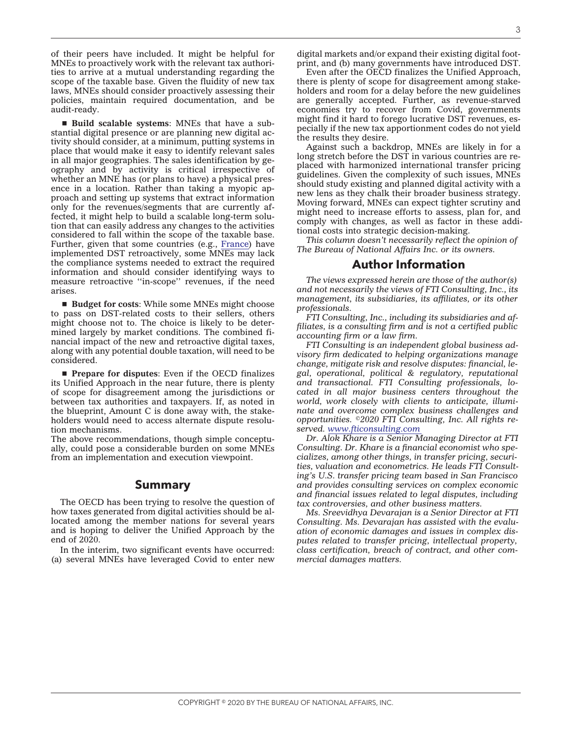of their peers have included. It might be helpful for MNEs to proactively work with the relevant tax authorities to arrive at a mutual understanding regarding the scope of the taxable base. Given the fluidity of new tax laws, MNEs should consider proactively assessing their policies, maintain required documentation, and be audit-ready.

■ **Build scalable systems**: MNEs that have a substantial digital presence or are planning new digital activity should consider, at a minimum, putting systems in place that would make it easy to identify relevant sales in all major geographies. The sales identification by geography and by activity is critical irrespective of whether an MNE has (or plans to have) a physical presence in a location. Rather than taking a myopic approach and setting up systems that extract information only for the revenues/segments that are currently affected, it might help to build a scalable long-term solution that can easily address any changes to the activities considered to fall within the scope of the taxable base. Further, given that some countries (e.g., France) have implemented DST retroactively, some MNEs may lack the compliance systems needed to extract the required information and should consider identifying ways to measure retroactive ''in-scope'' revenues, if the need arises.

■ **Budget for costs**: While some MNEs might choose to pass on DST-related costs to their sellers, others might choose not to. The choice is likely to be determined largely by market conditions. The combined financial impact of the new and retroactive digital taxes, along with any potential double taxation, will need to be considered.

■ **Prepare for disputes**: Even if the OECD finalizes its Unified Approach in the near future, there is plenty of scope for disagreement among the jurisdictions or between tax authorities and taxpayers. If, as noted in the blueprint, Amount C is done away with, the stakeholders would need to access alternate dispute resolution mechanisms.

The above recommendations, though simple conceptually, could pose a considerable burden on some MNEs from an implementation and execution viewpoint.

## Summary

The OECD has been trying to resolve the question of how taxes generated from digital activities should be allocated among the member nations for several years and is hoping to deliver the Unified Approach by the end of 2020.

In the interim, two significant events have occurred: (a) several MNEs have leveraged Covid to enter new digital markets and/or expand their existing digital footprint, and (b) many governments have introduced DST.

Even after the OECD finalizes the Unified Approach, there is plenty of scope for disagreement among stakeholders and room for a delay before the new guidelines are generally accepted. Further, as revenue-starved economies try to recover from Covid, governments might find it hard to forego lucrative DST revenues, especially if the new tax apportionment codes do not yield the results they desire.

Against such a backdrop, MNEs are likely in for a long stretch before the DST in various countries are replaced with harmonized international transfer pricing guidelines. Given the complexity of such issues, MNEs should study existing and planned digital activity with a new lens as they chalk their broader business strategy. Moving forward, MNEs can expect tighter scrutiny and might need to increase efforts to assess, plan for, and comply with changes, as well as factor in these additional costs into strategic decision-making.

*This column doesn't necessarily reflect the opinion of The Bureau of National Affairs Inc. or its owners.*

## Author Information

*The views expressed herein are those of the author(s) and not necessarily the views of FTI Consulting, Inc., its management, its subsidiaries, its affiliates, or its other professionals.*

*FTI Consulting, Inc., including its subsidiaries and affiliates, is a consulting firm and is not a certified public accounting firm or a law firm.*

*FTI Consulting is an independent global business advisory firm dedicated to helping organizations manage change, mitigate risk and resolve disputes: financial, legal, operational, political & regulatory, reputational and transactional. FTI Consulting professionals, located in all major business centers throughout the world, work closely with clients to anticipate, illuminate and overcome complex business challenges and opportunities. ©2020 FTI Consulting, Inc. All rights reserved. www.fticonsulting.com*

*Dr. Alok Khare is a Senior Managing Director at FTI Consulting. Dr. Khare is a financial economist who specializes, among other things, in transfer pricing, securities, valuation and econometrics. He leads FTI Consulting's U.S. transfer pricing team based in San Francisco and provides consulting services on complex economic and financial issues related to legal disputes, including tax controversies, and other business matters.*

*Ms. Sreevidhya Devarajan is a Senior Director at FTI Consulting. Ms. Devarajan has assisted with the evaluation of economic damages and issues in complex disputes related to transfer pricing, intellectual property, class certification, breach of contract, and other commercial damages matters.*